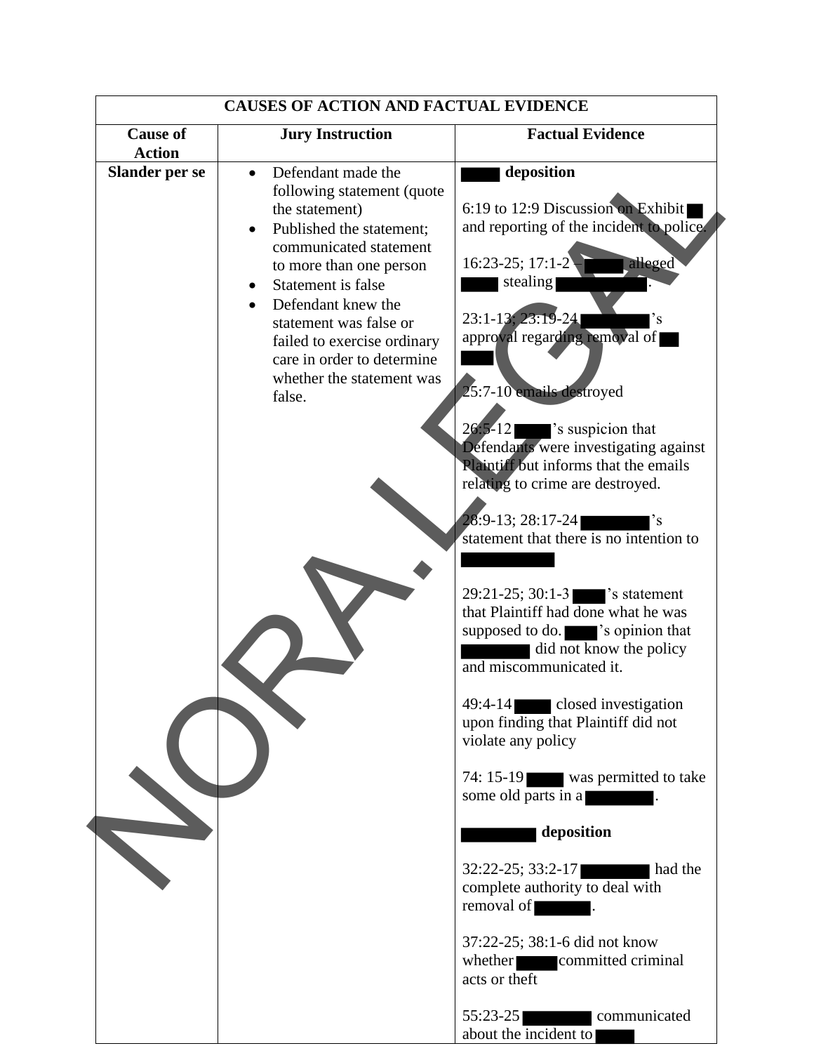| CAUSES OF ACTION AND FACTUAL EVIDENCE | | |
|---|---|---|
| **Cause of Action** | **Jury Instruction** | **Factual Evidence** |
| **Slander per se** | • Defendant made the following statement (quote the statement)<br>• Published the statement; communicated statement to more than one person<br>• Statement is false<br>• Defendant knew the statement was false or failed to exercise ordinary care in order to determine whether the statement was false. | **███ deposition**<br><br>6:19 to 12:9 Discussion on Exhibit ██ and reporting of the incident to police.<br><br>16:23-25; 17:1-2 – ███ alleged ███ stealing ███.<br><br>23:1-13; 23:19-24 ███'s approval regarding removal of ███<br><br>25:7-10 emails destroyed<br><br>26:5-12 ███'s suspicion that Defendants were investigating against Plaintiff but informs that the emails relating to crime are destroyed.<br><br>28:9-13; 28:17-24 ███'s statement that there is no intention to ███<br><br>29:21-25; 30:1-3 ███'s statement that Plaintiff had done what he was supposed to do. ███'s opinion that ███ did not know the policy and miscommunicated it.<br><br>49:4-14 ███ closed investigation upon finding that Plaintiff did not violate any policy<br><br>74: 15-19 ███ was permitted to take some old parts in a ███.<br><br>**███ deposition**<br><br>32:22-25; 33:2-17 ███ had the complete authority to deal with removal of ███.<br><br>37:22-25; 38:1-6 did not know whether ███ committed criminal acts or theft<br><br>55:23-25 ███ communicated about the incident to ███ |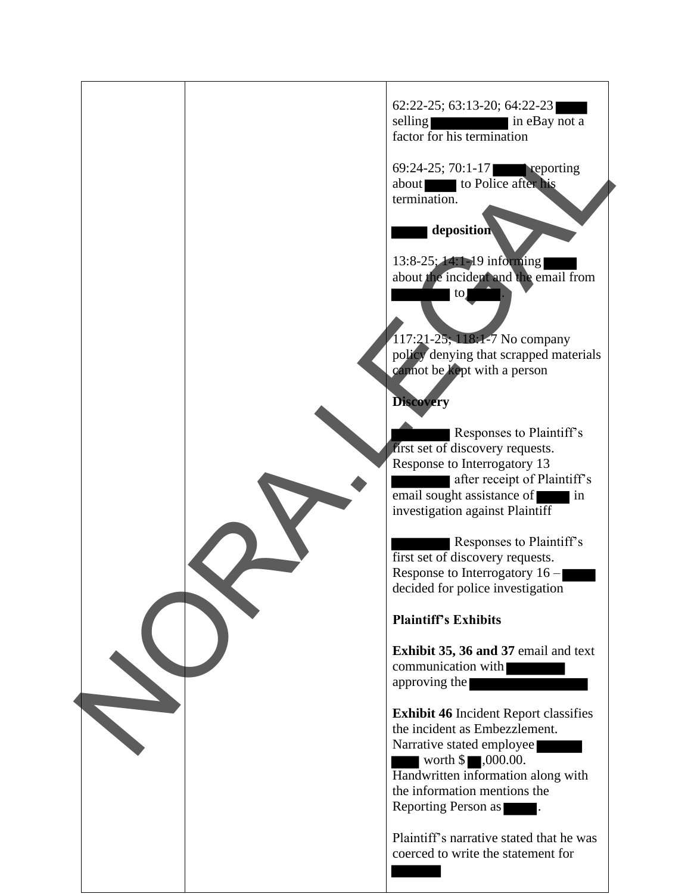| | | |
|---|---|---|
| | | 62:22-25; 63:13-20; 64:22-23 ████ selling ██████████ in eBay not a factor for his termination<br><br>69:24-25; 70:1-17 █████ reporting about ████ to Police after his termination.<br><br>**████ deposition**<br><br>13:8-25; 14:1-19 informing ████ about the incident and the email from ████████ to ████.<br><br>117:21-25; 118:1-7 No company policy denying that scrapped materials cannot be kept with a person<br><br>**Discovery**<br><br>████████ Responses to Plaintiff's first set of discovery requests. Response to Interrogatory 13 ████████ after receipt of Plaintiff's email sought assistance of ████ in investigation against Plaintiff<br><br>████████ Responses to Plaintiff's first set of discovery requests. Response to Interrogatory 16 – ████ decided for police investigation<br><br>**Plaintiff's Exhibits**<br><br>**Exhibit 35, 36 and 37** email and text communication with ████████ approving the ████████████████<br><br>**Exhibit 46** Incident Report classifies the incident as Embezzlement. Narrative stated employee ██████ ████ worth $██,000.00. Handwritten information along with the information mentions the Reporting Person as ████.<br><br>Plaintiff's narrative stated that he was coerced to write the statement for ███████ |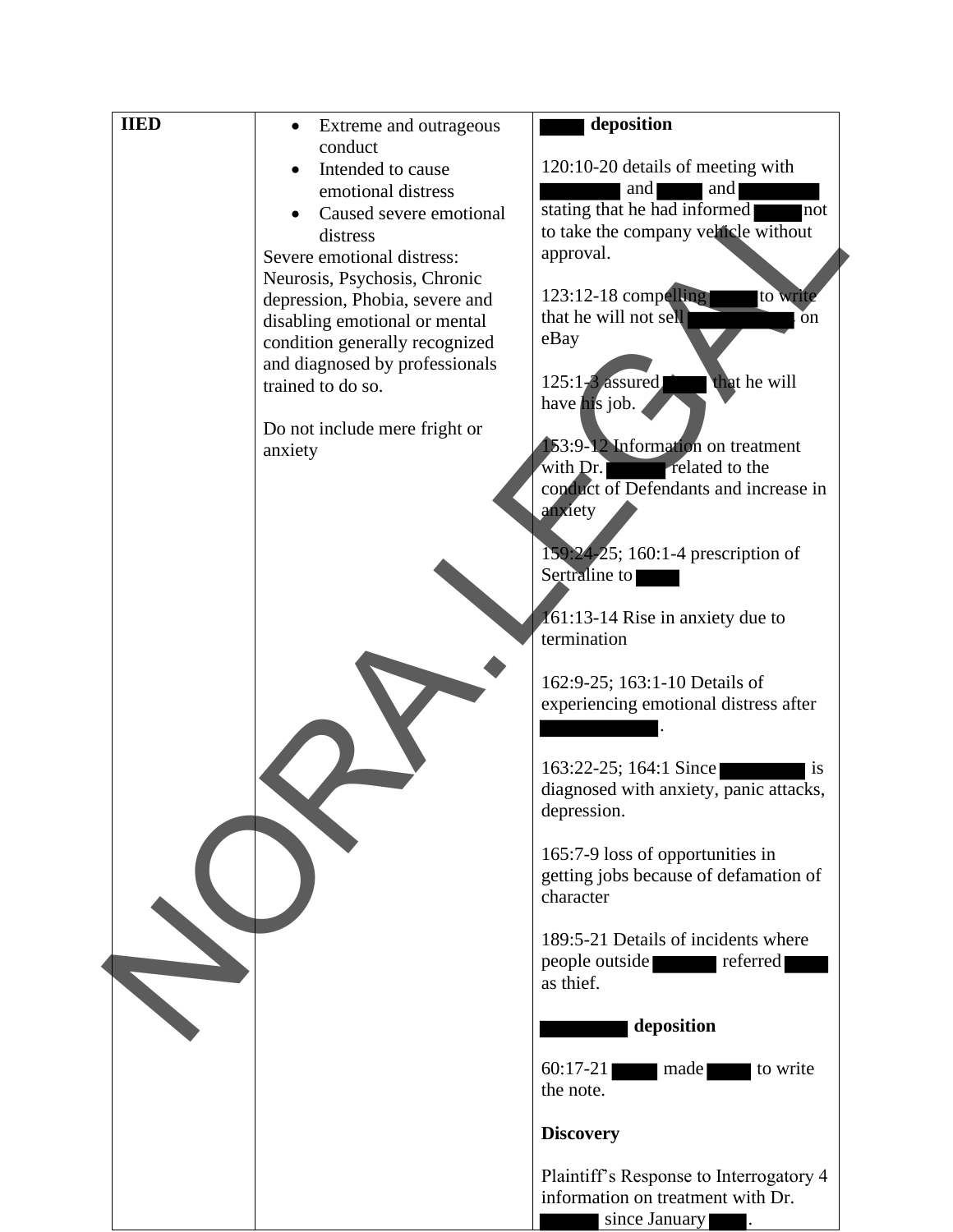| IIED | • Extreme and outrageous conduct<br>• Intended to cause emotional distress<br>• Caused severe emotional distress<br>Severe emotional distress: Neurosis, Psychosis, Chronic depression, Phobia, severe and disabling emotional or mental condition generally recognized and diagnosed by professionals trained to do so.<br><br>Do not include mere fright or anxiety | **[REDACTED] deposition**<br><br>120:10-20 details of meeting with [REDACTED] and [REDACTED] and [REDACTED] stating that he had informed [REDACTED] not to take the company vehicle without approval.<br><br>123:12-18 compelling [REDACTED] to write that he will not sell [REDACTED] on eBay<br><br>125:1-3 assured [REDACTED] that he will have his job.<br><br>153:9-12 Information on treatment with Dr. [REDACTED] related to the conduct of Defendants and increase in anxiety<br><br>159:24-25; 160:1-4 prescription of Sertraline to [REDACTED]<br><br>161:13-14 Rise in anxiety due to termination<br><br>162:9-25; 163:1-10 Details of experiencing emotional distress after [REDACTED].<br><br>163:22-25; 164:1 Since [REDACTED] is diagnosed with anxiety, panic attacks, depression.<br><br>165:7-9 loss of opportunities in getting jobs because of defamation of character<br><br>189:5-21 Details of incidents where people outside [REDACTED] referred [REDACTED] as thief.<br><br>**[REDACTED] deposition**<br><br>60:17-21 [REDACTED] made [REDACTED] to write the note.<br><br>**Discovery**<br><br>Plaintiff's Response to Interrogatory 4 information on treatment with Dr. [REDACTED] since January [REDACTED]. |
|---|---|---|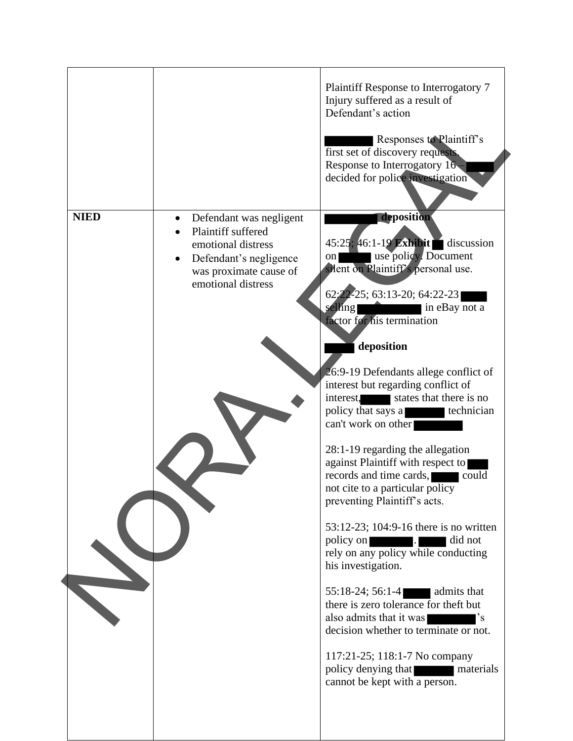| | | |
|---|---|---|
| | | Plaintiff Response to Interrogatory 7 Injury suffered as a result of Defendant's action<br><br>█████ Responses to Plaintiff's first set of discovery requests. Response to Interrogatory 16 – ████ decided for police investigation |
| **NIED** | • Defendant was negligent<br>• Plaintiff suffered emotional distress<br>• Defendant's negligence was proximate cause of emotional distress | **█████ deposition**<br><br>45:25; 46:1-19 **Exhibit** ██ discussion on █████ use policy. Document silent on Plaintiff's personal use.<br><br>62:22-25; 63:13-20; 64:22-23 ████ selling ████████ in eBay not a factor for his termination<br><br>**████ deposition**<br><br>26:9-19 Defendants allege conflict of interest but regarding conflict of interest, ████ states that there is no policy that says a █████ technician can't work on other ██████<br><br>28:1-19 regarding the allegation against Plaintiff with respect to ███ records and time cards, ████ could not cite to a particular policy preventing Plaintiff's acts.<br><br>53:12-23; 104:9-16 there is no written policy on ██████. ████ did not rely on any policy while conducting his investigation.<br><br>55:18-24; 56:1-4 ████ admits that there is zero tolerance for theft but also admits that it was ██████'s decision whether to terminate or not.<br><br>117:21-25; 118:1-7 No company policy denying that █████ materials cannot be kept with a person. |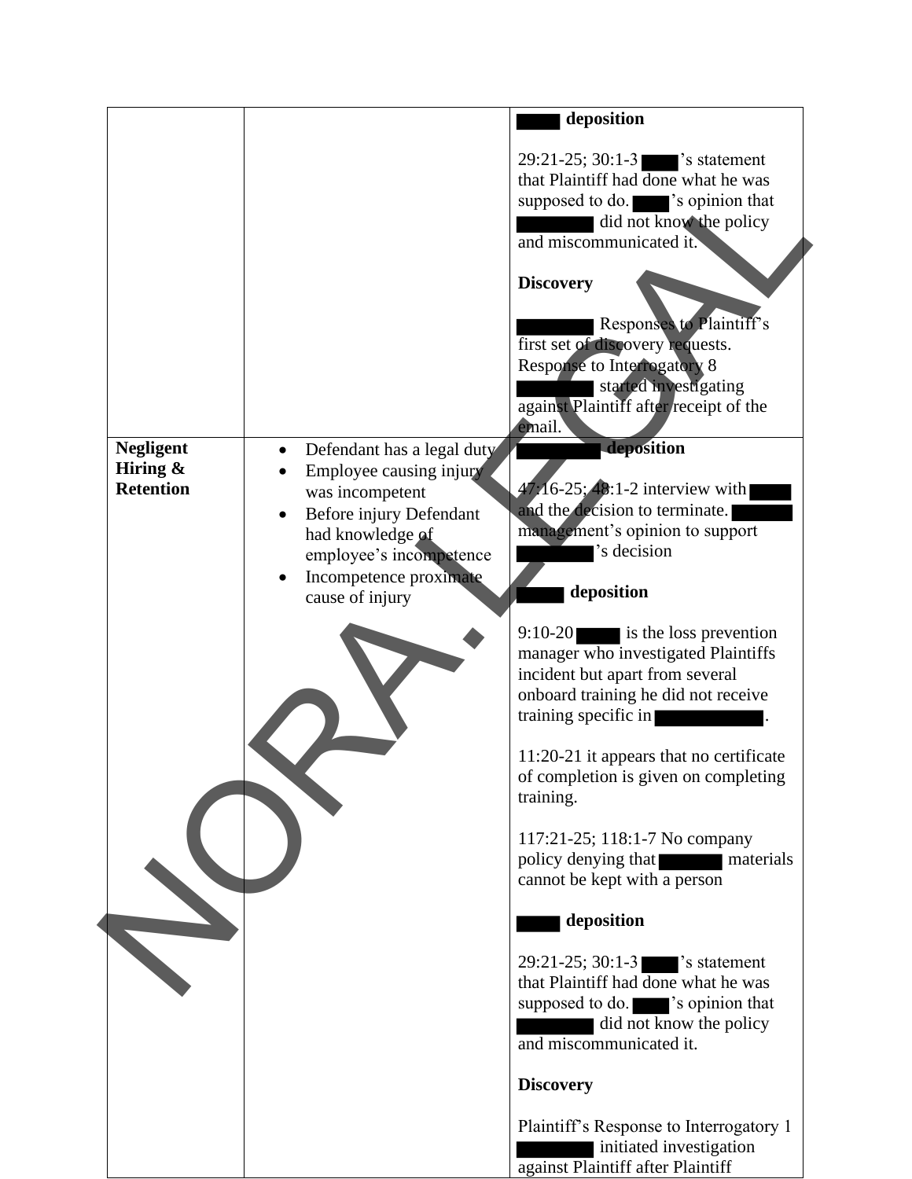| | | **[REDACTED] deposition**<br><br>29:21-25; 30:1-3 [REDACTED]'s statement that Plaintiff had done what he was supposed to do. [REDACTED]'s opinion that [REDACTED] did not know the policy and miscommunicated it.<br><br>**Discovery**<br><br>[REDACTED] Responses to Plaintiff's first set of discovery requests. Response to Interrogatory 8 [REDACTED] started investigating against Plaintiff after receipt of the email. |
|---|---|---|
| **Negligent Hiring & Retention** | • Defendant has a legal duty<br>• Employee causing injury was incompetent<br>• Before injury Defendant had knowledge of employee's incompetence<br>• Incompetence proximate cause of injury | **[REDACTED] deposition**<br><br>47:16-25; 48:1-2 interview with [REDACTED] and the decision to terminate. [REDACTED] management's opinion to support [REDACTED]'s decision<br><br>**[REDACTED] deposition**<br><br>9:10-20 [REDACTED] is the loss prevention manager who investigated Plaintiffs incident but apart from several onboard training he did not receive training specific in [REDACTED].<br><br>11:20-21 it appears that no certificate of completion is given on completing training.<br><br>117:21-25; 118:1-7 No company policy denying that [REDACTED] materials cannot be kept with a person<br><br>**[REDACTED] deposition**<br><br>29:21-25; 30:1-3 [REDACTED]'s statement that Plaintiff had done what he was supposed to do. [REDACTED]'s opinion that [REDACTED] did not know the policy and miscommunicated it.<br><br>**Discovery**<br><br>Plaintiff's Response to Interrogatory 1 [REDACTED] initiated investigation against Plaintiff after Plaintiff |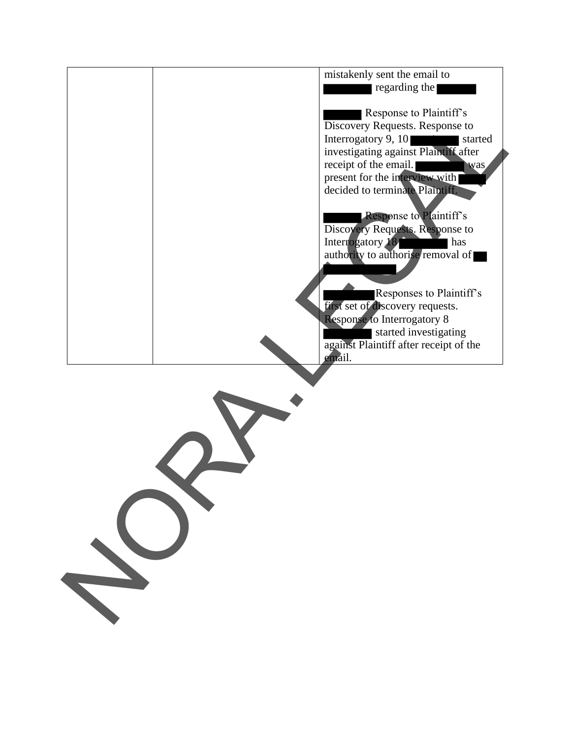| | | |
|---|---|---|
| | | mistakenly sent the email to regarding the<br><br>Response to Plaintiff's Discovery Requests. Response to Interrogatory 9, 10 started investigating against Plaintiff after receipt of the email. was present for the interview with decided to terminate Plaintiff.<br><br>Response to Plaintiff's Discovery Requests. Response to Interrogatory 18 has authority to authorise removal of<br><br>Responses to Plaintiff's first set of discovery requests. Response to Interrogatory 8 started investigating against Plaintiff after receipt of the email. |